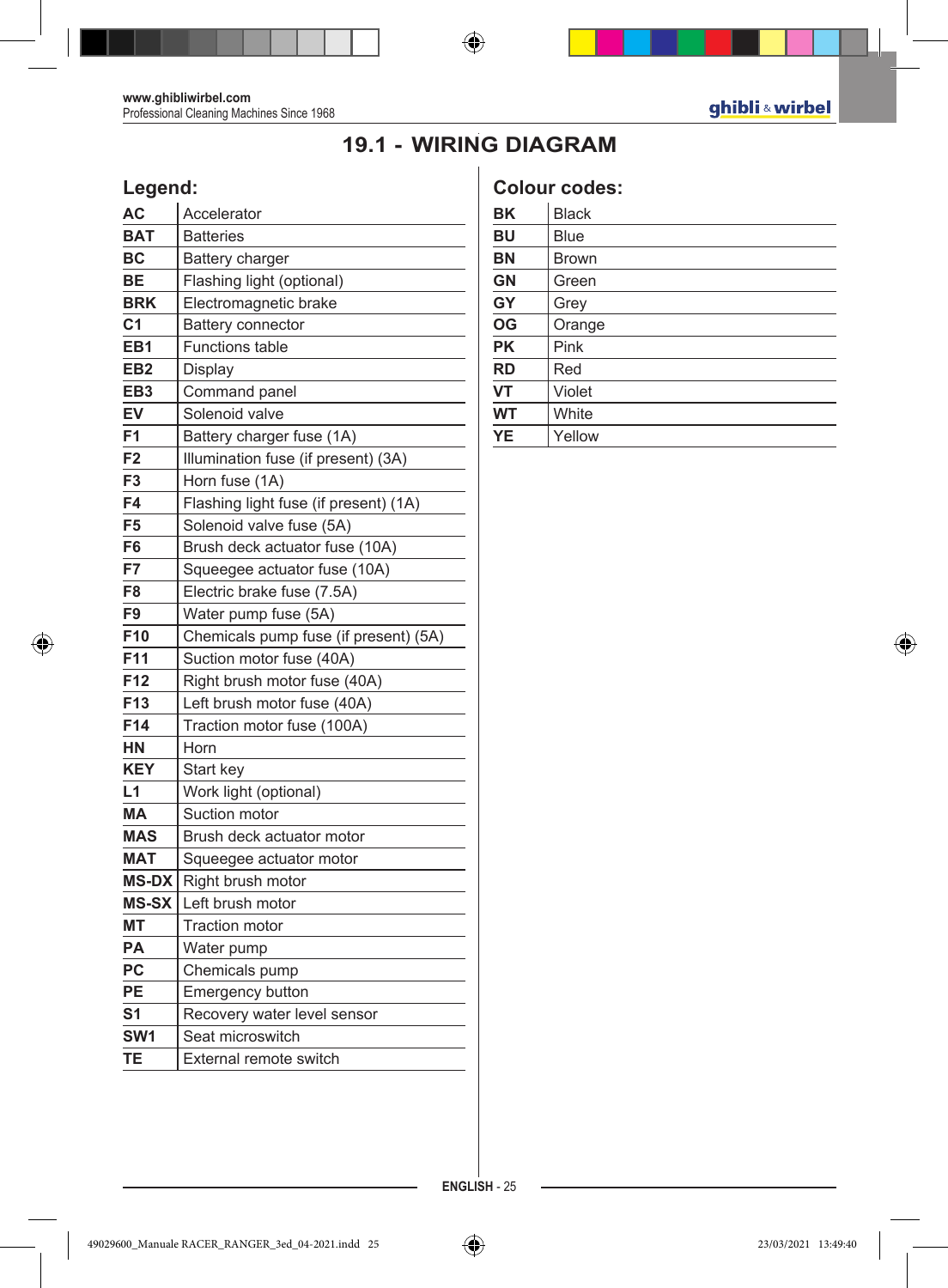# 19.1 - WIRING DIAGRAM

## Legend:

| | |
|---|---|
| **AC** | Accelerator |
| **BAT** | Batteries |
| **BC** | Battery charger |
| **BE** | Flashing light (optional) |
| **BRK** | Electromagnetic brake |
| **C1** | Battery connector |
| **EB1** | Functions table |
| **EB2** | Display |
| **EB3** | Command panel |
| **EV** | Solenoid valve |
| **F1** | Battery charger fuse (1A) |
| **F2** | Illumination fuse (if present) (3A) |
| **F3** | Horn fuse (1A) |
| **F4** | Flashing light fuse (if present) (1A) |
| **F5** | Solenoid valve fuse (5A) |
| **F6** | Brush deck actuator fuse (10A) |
| **F7** | Squeegee actuator fuse (10A) |
| **F8** | Electric brake fuse (7.5A) |
| **F9** | Water pump fuse (5A) |
| **F10** | Chemicals pump fuse (if present) (5A) |
| **F11** | Suction motor fuse (40A) |
| **F12** | Right brush motor fuse (40A) |
| **F13** | Left brush motor fuse (40A) |
| **F14** | Traction motor fuse (100A) |
| **HN** | Horn |
| **KEY** | Start key |
| **L1** | Work light (optional) |
| **MA** | Suction motor |
| **MAS** | Brush deck actuator motor |
| **MAT** | Squeegee actuator motor |
| **MS-DX** | Right brush motor |
| **MS-SX** | Left brush motor |
| **MT** | Traction motor |
| **PA** | Water pump |
| **PC** | Chemicals pump |
| **PE** | Emergency button |
| **S1** | Recovery water level sensor |
| **SW1** | Seat microswitch |
| **TE** | External remote switch |

## Colour codes:

| | |
|---|---|
| **BK** | Black |
| **BU** | Blue |
| **BN** | Brown |
| **GN** | Green |
| **GY** | Grey |
| **OG** | Orange |
| **PK** | Pink |
| **RD** | Red |
| **VT** | Violet |
| **WT** | White |
| **YE** | Yellow |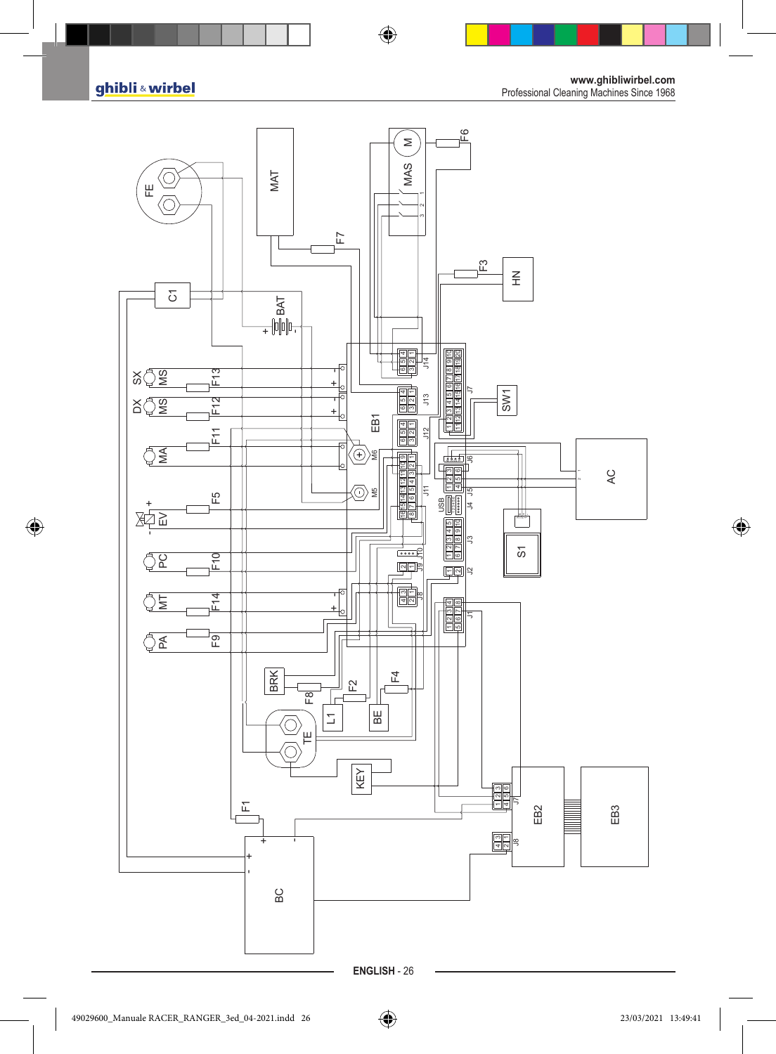MAT

M

F6

MAS

FE

F7

F3

HN

C1

BAT

SX MS F13

DX MS F12

EB1

SW1

MA F11

M6

M5

AC

EV F5

S1

PC F10

MT F14

PA F9

BRK

F8

F2

F4

L1

BE

TE

KEY

F1

EB2

EB3

BC